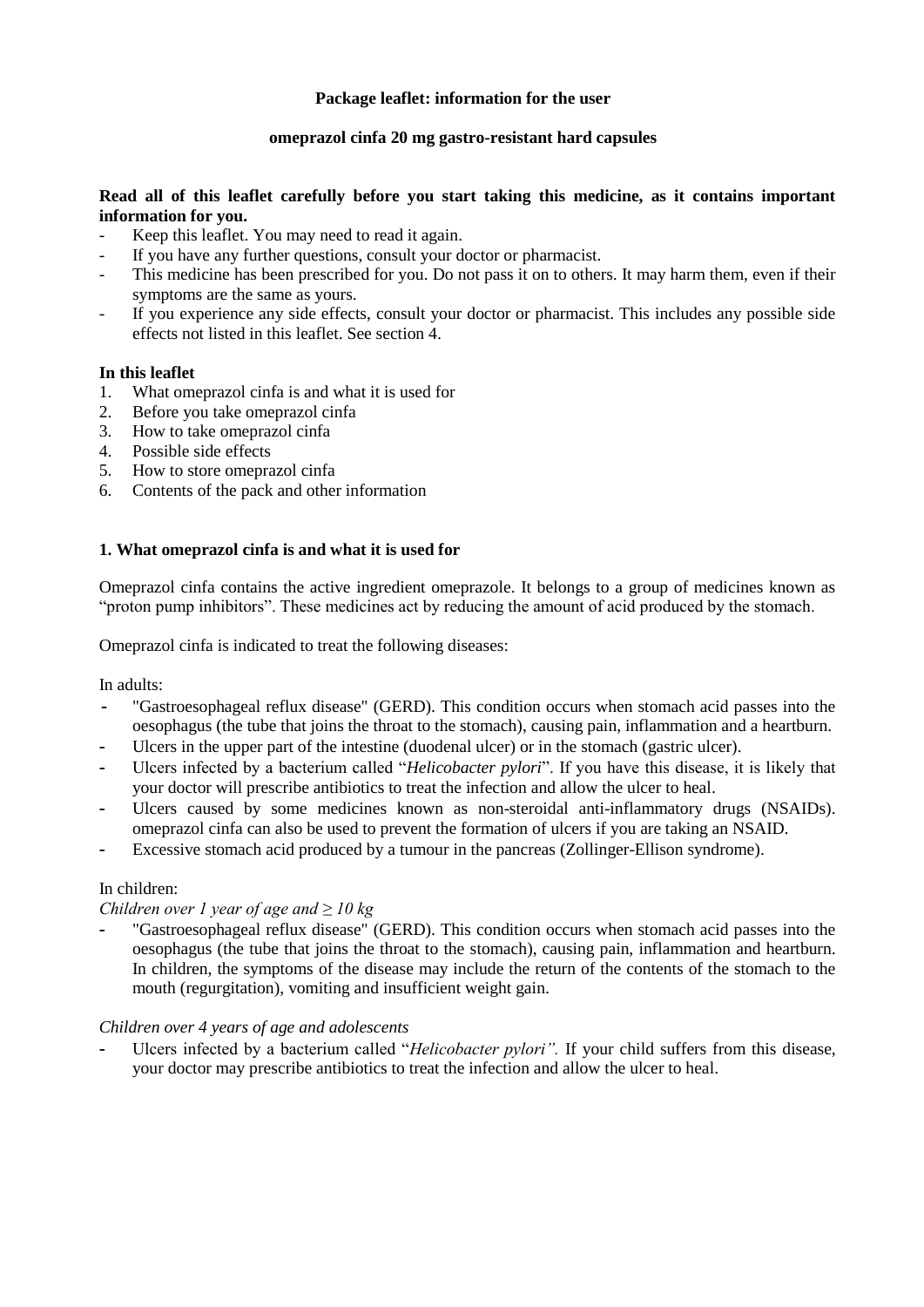**Package leaflet: information for the user**

**omeprazol cinfa 20 mg gastro-resistant hard capsules**

**Read all of this leaflet carefully before you start taking this medicine, as it contains important information for you.**

- Keep this leaflet. You may need to read it again.
- If you have any further questions, consult your doctor or pharmacist.
- This medicine has been prescribed for you. Do not pass it on to others. It may harm them, even if their symptoms are the same as yours.
- If you experience any side effects, consult your doctor or pharmacist. This includes any possible side effects not listed in this leaflet. See section 4.

**In this leaflet**

1. What omeprazol cinfa is and what it is used for
2. Before you take omeprazol cinfa
3. How to take omeprazol cinfa
4. Possible side effects
5. How to store omeprazol cinfa
6. Contents of the pack and other information

## 1. What omeprazol cinfa is and what it is used for

Omeprazol cinfa contains the active ingredient omeprazole. It belongs to a group of medicines known as "proton pump inhibitors". These medicines act by reducing the amount of acid produced by the stomach.

Omeprazol cinfa is indicated to treat the following diseases:

In adults:

- "Gastroesophageal reflux disease" (GERD). This condition occurs when stomach acid passes into the oesophagus (the tube that joins the throat to the stomach), causing pain, inflammation and a heartburn.
- Ulcers in the upper part of the intestine (duodenal ulcer) or in the stomach (gastric ulcer).
- Ulcers infected by a bacterium called "*Helicobacter pylori*". If you have this disease, it is likely that your doctor will prescribe antibiotics to treat the infection and allow the ulcer to heal.
- Ulcers caused by some medicines known as non-steroidal anti-inflammatory drugs (NSAIDs). omeprazol cinfa can also be used to prevent the formation of ulcers if you are taking an NSAID.
- Excessive stomach acid produced by a tumour in the pancreas (Zollinger-Ellison syndrome).

In children:

*Children over 1 year of age and ≥ 10 kg*

- "Gastroesophageal reflux disease" (GERD). This condition occurs when stomach acid passes into the oesophagus (the tube that joins the throat to the stomach), causing pain, inflammation and heartburn. In children, the symptoms of the disease may include the return of the contents of the stomach to the mouth (regurgitation), vomiting and insufficient weight gain.

*Children over 4 years of age and adolescents*

- Ulcers infected by a bacterium called "*Helicobacter pylori".* If your child suffers from this disease, your doctor may prescribe antibiotics to treat the infection and allow the ulcer to heal.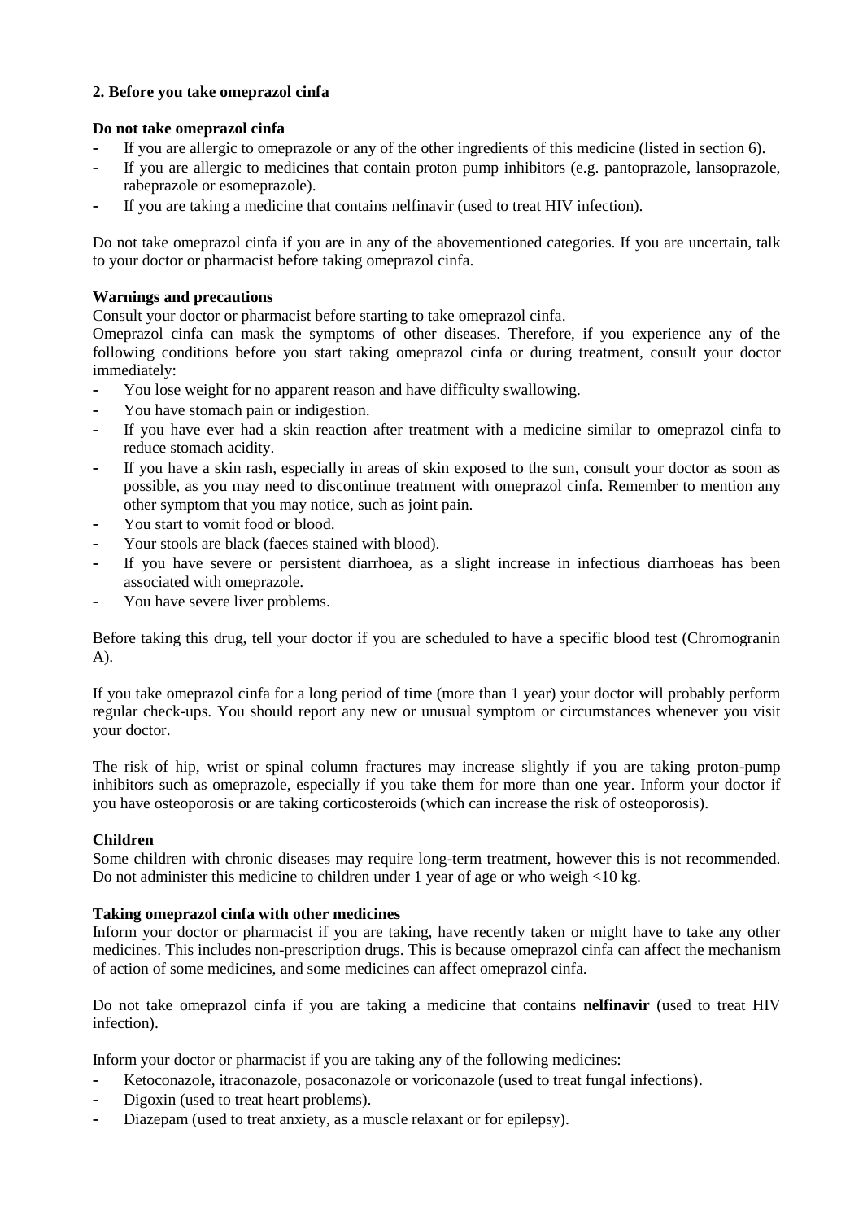## 2. Before you take omeprazol cinfa

**Do not take omeprazol cinfa**

- If you are allergic to omeprazole or any of the other ingredients of this medicine (listed in section 6).
- If you are allergic to medicines that contain proton pump inhibitors (e.g. pantoprazole, lansoprazole, rabeprazole or esomeprazole).
- If you are taking a medicine that contains nelfinavir (used to treat HIV infection).

Do not take omeprazol cinfa if you are in any of the abovementioned categories. If you are uncertain, talk to your doctor or pharmacist before taking omeprazol cinfa.

**Warnings and precautions**

Consult your doctor or pharmacist before starting to take omeprazol cinfa.

Omeprazol cinfa can mask the symptoms of other diseases. Therefore, if you experience any of the following conditions before you start taking omeprazol cinfa or during treatment, consult your doctor immediately:

- You lose weight for no apparent reason and have difficulty swallowing.
- You have stomach pain or indigestion.
- If you have ever had a skin reaction after treatment with a medicine similar to omeprazol cinfa to reduce stomach acidity.
- If you have a skin rash, especially in areas of skin exposed to the sun, consult your doctor as soon as possible, as you may need to discontinue treatment with omeprazol cinfa. Remember to mention any other symptom that you may notice, such as joint pain.
- You start to vomit food or blood.
- Your stools are black (faeces stained with blood).
- If you have severe or persistent diarrhoea, as a slight increase in infectious diarrhoeas has been associated with omeprazole.
- You have severe liver problems.

Before taking this drug, tell your doctor if you are scheduled to have a specific blood test (Chromogranin A).

If you take omeprazol cinfa for a long period of time (more than 1 year) your doctor will probably perform regular check-ups. You should report any new or unusual symptom or circumstances whenever you visit your doctor.

The risk of hip, wrist or spinal column fractures may increase slightly if you are taking proton-pump inhibitors such as omeprazole, especially if you take them for more than one year. Inform your doctor if you have osteoporosis or are taking corticosteroids (which can increase the risk of osteoporosis).

**Children**

Some children with chronic diseases may require long-term treatment, however this is not recommended. Do not administer this medicine to children under 1 year of age or who weigh <10 kg.

**Taking omeprazol cinfa with other medicines**

Inform your doctor or pharmacist if you are taking, have recently taken or might have to take any other medicines. This includes non-prescription drugs. This is because omeprazol cinfa can affect the mechanism of action of some medicines, and some medicines can affect omeprazol cinfa.

Do not take omeprazol cinfa if you are taking a medicine that contains **nelfinavir** (used to treat HIV infection).

Inform your doctor or pharmacist if you are taking any of the following medicines:

- Ketoconazole, itraconazole, posaconazole or voriconazole (used to treat fungal infections).
- Digoxin (used to treat heart problems).
- Diazepam (used to treat anxiety, as a muscle relaxant or for epilepsy).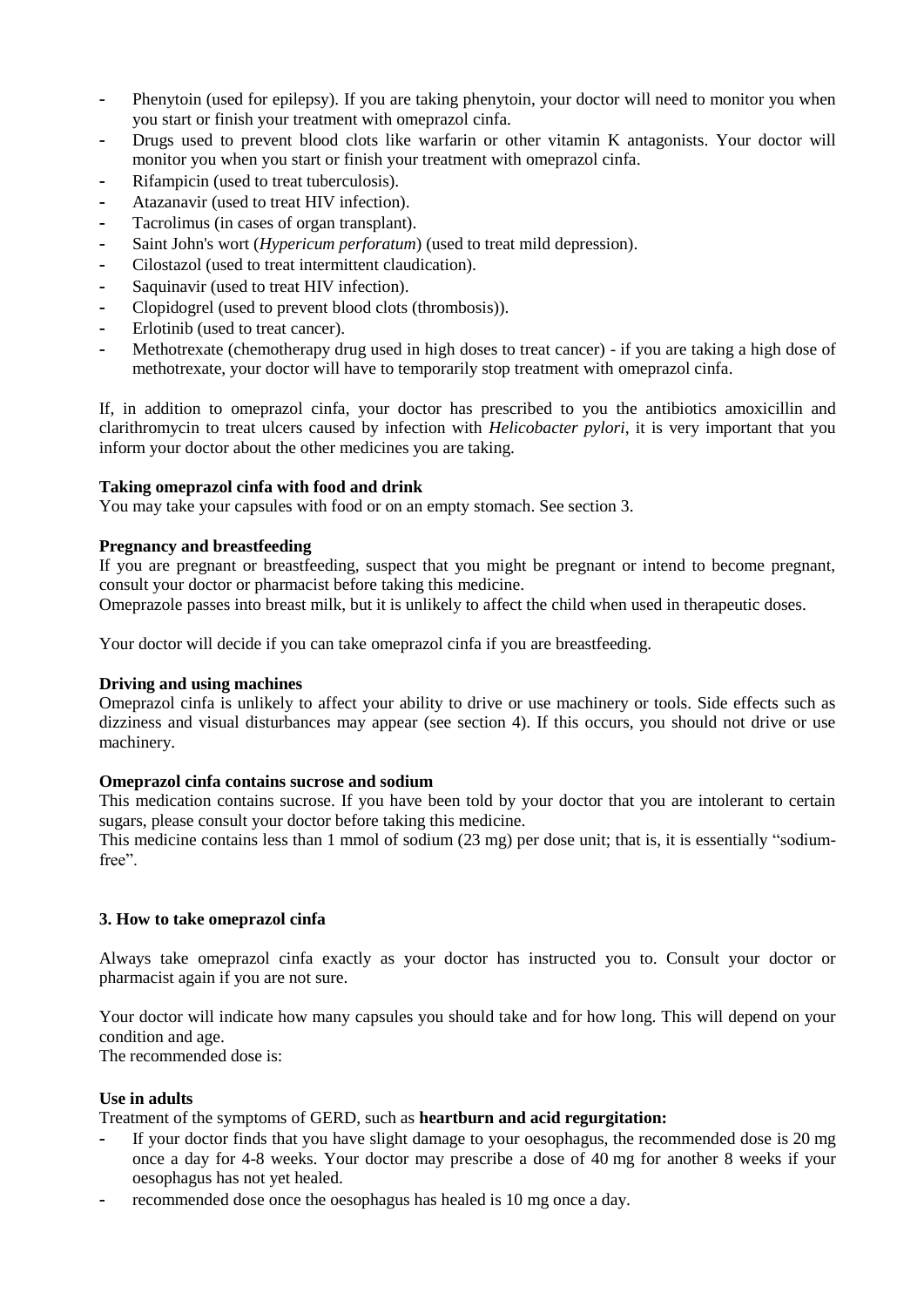- Phenytoin (used for epilepsy). If you are taking phenytoin, your doctor will need to monitor you when you start or finish your treatment with omeprazol cinfa.
- Drugs used to prevent blood clots like warfarin or other vitamin K antagonists. Your doctor will monitor you when you start or finish your treatment with omeprazol cinfa.
- Rifampicin (used to treat tuberculosis).
- Atazanavir (used to treat HIV infection).
- Tacrolimus (in cases of organ transplant).
- Saint John's wort (*Hypericum perforatum*) (used to treat mild depression).
- Cilostazol (used to treat intermittent claudication).
- Saquinavir (used to treat HIV infection).
- Clopidogrel (used to prevent blood clots (thrombosis)).
- Erlotinib (used to treat cancer).
- Methotrexate (chemotherapy drug used in high doses to treat cancer) - if you are taking a high dose of methotrexate, your doctor will have to temporarily stop treatment with omeprazol cinfa.

If, in addition to omeprazol cinfa, your doctor has prescribed to you the antibiotics amoxicillin and clarithromycin to treat ulcers caused by infection with *Helicobacter pylori*, it is very important that you inform your doctor about the other medicines you are taking.

**Taking omeprazol cinfa with food and drink**

You may take your capsules with food or on an empty stomach. See section 3.

**Pregnancy and breastfeeding**

If you are pregnant or breastfeeding, suspect that you might be pregnant or intend to become pregnant, consult your doctor or pharmacist before taking this medicine.

Omeprazole passes into breast milk, but it is unlikely to affect the child when used in therapeutic doses.

Your doctor will decide if you can take omeprazol cinfa if you are breastfeeding.

**Driving and using machines**

Omeprazol cinfa is unlikely to affect your ability to drive or use machinery or tools. Side effects such as dizziness and visual disturbances may appear (see section 4). If this occurs, you should not drive or use machinery.

**Omeprazol cinfa contains sucrose and sodium**

This medication contains sucrose. If you have been told by your doctor that you are intolerant to certain sugars, please consult your doctor before taking this medicine.

This medicine contains less than 1 mmol of sodium (23 mg) per dose unit; that is, it is essentially "sodium-free".

## 3. How to take omeprazol cinfa

Always take omeprazol cinfa exactly as your doctor has instructed you to. Consult your doctor or pharmacist again if you are not sure.

Your doctor will indicate how many capsules you should take and for how long. This will depend on your condition and age.

The recommended dose is:

**Use in adults**

Treatment of the symptoms of GERD, such as **heartburn and acid regurgitation:**

- If your doctor finds that you have slight damage to your oesophagus, the recommended dose is 20 mg once a day for 4-8 weeks. Your doctor may prescribe a dose of 40 mg for another 8 weeks if your oesophagus has not yet healed.
- recommended dose once the oesophagus has healed is 10 mg once a day.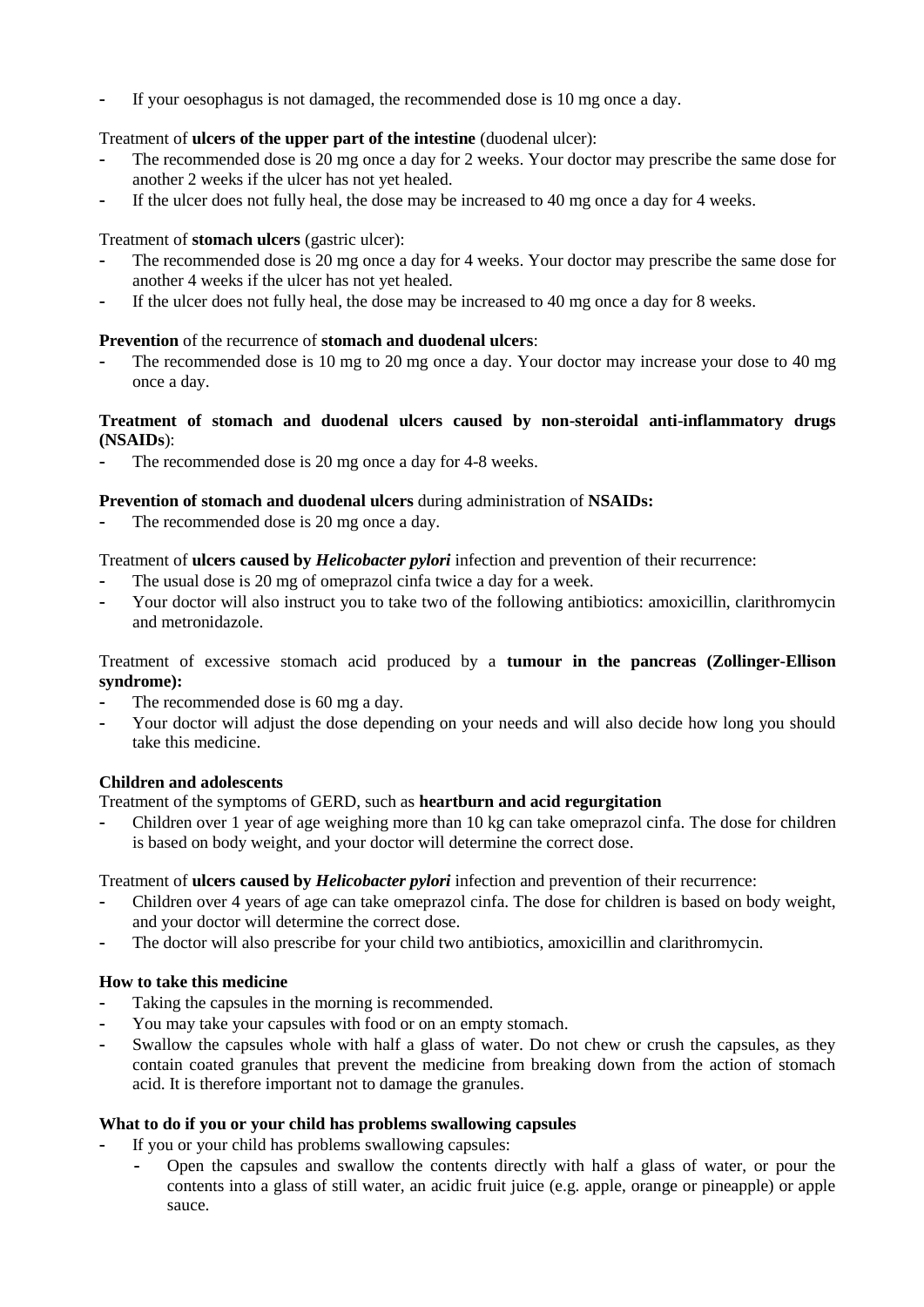- If your oesophagus is not damaged, the recommended dose is 10 mg once a day.

Treatment of **ulcers of the upper part of the intestine** (duodenal ulcer):

- The recommended dose is 20 mg once a day for 2 weeks. Your doctor may prescribe the same dose for another 2 weeks if the ulcer has not yet healed.
- If the ulcer does not fully heal, the dose may be increased to 40 mg once a day for 4 weeks.

Treatment of **stomach ulcers** (gastric ulcer):

- The recommended dose is 20 mg once a day for 4 weeks. Your doctor may prescribe the same dose for another 4 weeks if the ulcer has not yet healed.
- If the ulcer does not fully heal, the dose may be increased to 40 mg once a day for 8 weeks.

**Prevention** of the recurrence of **stomach and duodenal ulcers**:

- The recommended dose is 10 mg to 20 mg once a day. Your doctor may increase your dose to 40 mg once a day.

**Treatment of stomach and duodenal ulcers caused by non-steroidal anti-inflammatory drugs (NSAIDs**):

- The recommended dose is 20 mg once a day for 4-8 weeks.

**Prevention of stomach and duodenal ulcers** during administration of **NSAIDs:**

- The recommended dose is 20 mg once a day.

Treatment of **ulcers caused by *Helicobacter pylori*** infection and prevention of their recurrence:

- The usual dose is 20 mg of omeprazol cinfa twice a day for a week.
- Your doctor will also instruct you to take two of the following antibiotics: amoxicillin, clarithromycin and metronidazole.

Treatment of excessive stomach acid produced by a **tumour in the pancreas (Zollinger-Ellison syndrome):**

- The recommended dose is 60 mg a day.
- Your doctor will adjust the dose depending on your needs and will also decide how long you should take this medicine.

**Children and adolescents**

Treatment of the symptoms of GERD, such as **heartburn and acid regurgitation**

- Children over 1 year of age weighing more than 10 kg can take omeprazol cinfa. The dose for children is based on body weight, and your doctor will determine the correct dose.

Treatment of **ulcers caused by *Helicobacter pylori*** infection and prevention of their recurrence:

- Children over 4 years of age can take omeprazol cinfa. The dose for children is based on body weight, and your doctor will determine the correct dose.
- The doctor will also prescribe for your child two antibiotics, amoxicillin and clarithromycin.

**How to take this medicine**

- Taking the capsules in the morning is recommended.
- You may take your capsules with food or on an empty stomach.
- Swallow the capsules whole with half a glass of water. Do not chew or crush the capsules, as they contain coated granules that prevent the medicine from breaking down from the action of stomach acid. It is therefore important not to damage the granules.

**What to do if you or your child has problems swallowing capsules**

- If you or your child has problems swallowing capsules:
  - Open the capsules and swallow the contents directly with half a glass of water, or pour the contents into a glass of still water, an acidic fruit juice (e.g. apple, orange or pineapple) or apple sauce.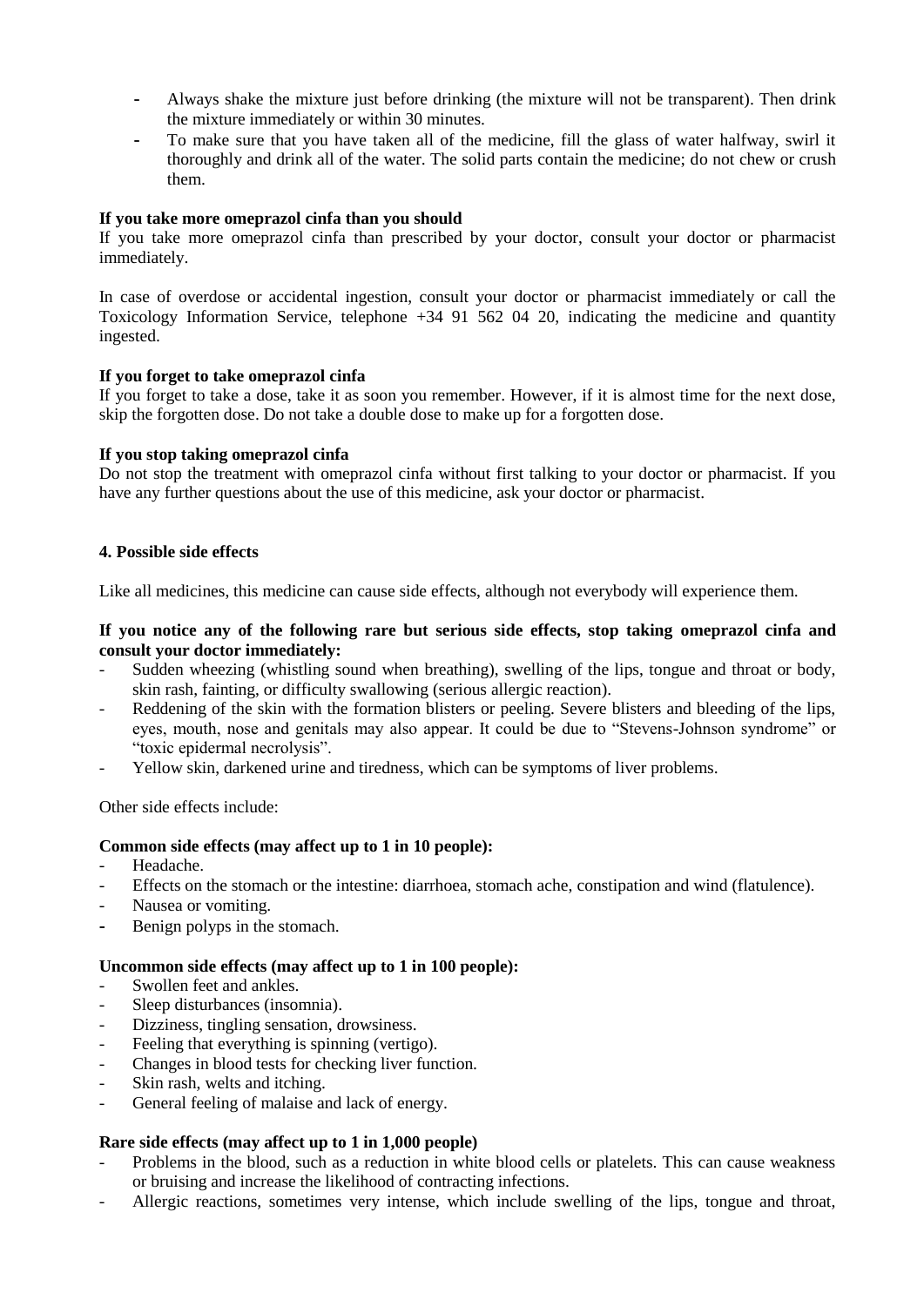- Always shake the mixture just before drinking (the mixture will not be transparent). Then drink the mixture immediately or within 30 minutes.
- To make sure that you have taken all of the medicine, fill the glass of water halfway, swirl it thoroughly and drink all of the water. The solid parts contain the medicine; do not chew or crush them.

**If you take more omeprazol cinfa than you should**

If you take more omeprazol cinfa than prescribed by your doctor, consult your doctor or pharmacist immediately.

In case of overdose or accidental ingestion, consult your doctor or pharmacist immediately or call the Toxicology Information Service, telephone +34 91 562 04 20, indicating the medicine and quantity ingested.

**If you forget to take omeprazol cinfa**

If you forget to take a dose, take it as soon you remember. However, if it is almost time for the next dose, skip the forgotten dose. Do not take a double dose to make up for a forgotten dose.

**If you stop taking omeprazol cinfa**

Do not stop the treatment with omeprazol cinfa without first talking to your doctor or pharmacist. If you have any further questions about the use of this medicine, ask your doctor or pharmacist.

## 4. Possible side effects

Like all medicines, this medicine can cause side effects, although not everybody will experience them.

**If you notice any of the following rare but serious side effects, stop taking omeprazol cinfa and consult your doctor immediately:**

- Sudden wheezing (whistling sound when breathing), swelling of the lips, tongue and throat or body, skin rash, fainting, or difficulty swallowing (serious allergic reaction).
- Reddening of the skin with the formation blisters or peeling. Severe blisters and bleeding of the lips, eyes, mouth, nose and genitals may also appear. It could be due to "Stevens-Johnson syndrome" or "toxic epidermal necrolysis".
- Yellow skin, darkened urine and tiredness, which can be symptoms of liver problems.

Other side effects include:

**Common side effects (may affect up to 1 in 10 people):**

- Headache.
- Effects on the stomach or the intestine: diarrhoea, stomach ache, constipation and wind (flatulence).
- Nausea or vomiting.
- Benign polyps in the stomach.

**Uncommon side effects (may affect up to 1 in 100 people):**

- Swollen feet and ankles.
- Sleep disturbances (insomnia).
- Dizziness, tingling sensation, drowsiness.
- Feeling that everything is spinning (vertigo).
- Changes in blood tests for checking liver function.
- Skin rash, welts and itching.
- General feeling of malaise and lack of energy.

**Rare side effects (may affect up to 1 in 1,000 people)**

- Problems in the blood, such as a reduction in white blood cells or platelets. This can cause weakness or bruising and increase the likelihood of contracting infections.
- Allergic reactions, sometimes very intense, which include swelling of the lips, tongue and throat,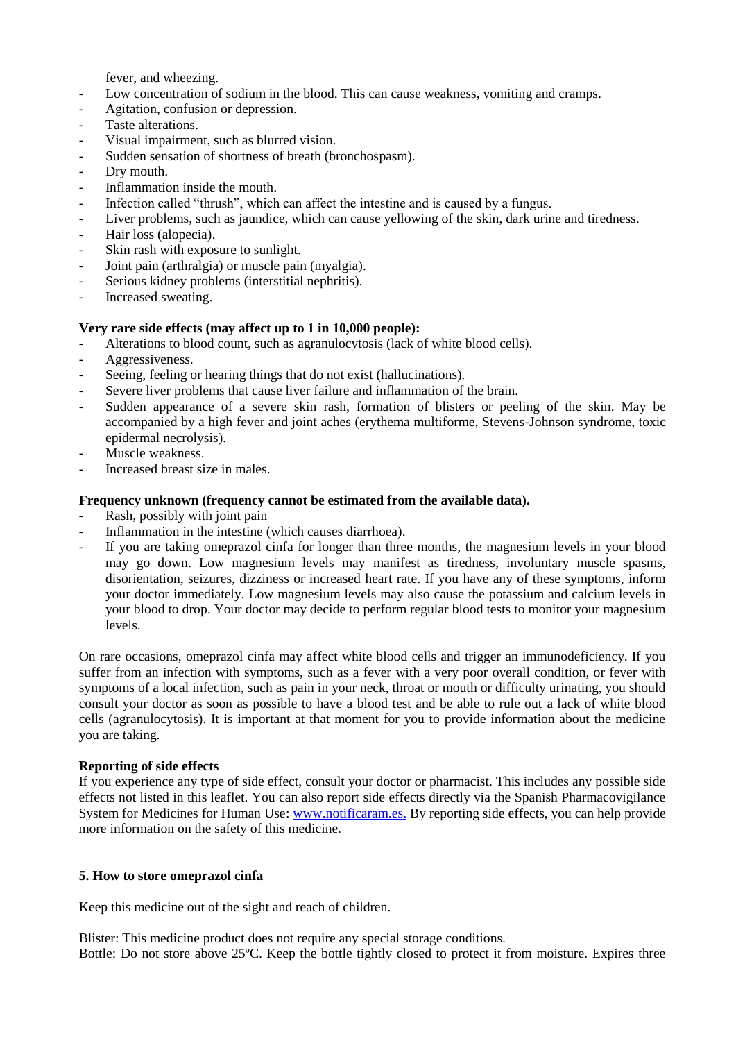fever, and wheezing.

- Low concentration of sodium in the blood. This can cause weakness, vomiting and cramps.
- Agitation, confusion or depression.
- Taste alterations.
- Visual impairment, such as blurred vision.
- Sudden sensation of shortness of breath (bronchospasm).
- Dry mouth.
- Inflammation inside the mouth.
- Infection called "thrush", which can affect the intestine and is caused by a fungus.
- Liver problems, such as jaundice, which can cause yellowing of the skin, dark urine and tiredness.
- Hair loss (alopecia).
- Skin rash with exposure to sunlight.
- Joint pain (arthralgia) or muscle pain (myalgia).
- Serious kidney problems (interstitial nephritis).
- Increased sweating.

**Very rare side effects (may affect up to 1 in 10,000 people):**

- Alterations to blood count, such as agranulocytosis (lack of white blood cells).
- Aggressiveness.
- Seeing, feeling or hearing things that do not exist (hallucinations).
- Severe liver problems that cause liver failure and inflammation of the brain.
- Sudden appearance of a severe skin rash, formation of blisters or peeling of the skin. May be accompanied by a high fever and joint aches (erythema multiforme, Stevens-Johnson syndrome, toxic epidermal necrolysis).
- Muscle weakness.
- Increased breast size in males.

**Frequency unknown (frequency cannot be estimated from the available data).**

- Rash, possibly with joint pain
- Inflammation in the intestine (which causes diarrhoea).
- If you are taking omeprazol cinfa for longer than three months, the magnesium levels in your blood may go down. Low magnesium levels may manifest as tiredness, involuntary muscle spasms, disorientation, seizures, dizziness or increased heart rate. If you have any of these symptoms, inform your doctor immediately. Low magnesium levels may also cause the potassium and calcium levels in your blood to drop. Your doctor may decide to perform regular blood tests to monitor your magnesium levels.

On rare occasions, omeprazol cinfa may affect white blood cells and trigger an immunodeficiency. If you suffer from an infection with symptoms, such as a fever with a very poor overall condition, or fever with symptoms of a local infection, such as pain in your neck, throat or mouth or difficulty urinating, you should consult your doctor as soon as possible to have a blood test and be able to rule out a lack of white blood cells (agranulocytosis). It is important at that moment for you to provide information about the medicine you are taking.

**Reporting of side effects**

If you experience any type of side effect, consult your doctor or pharmacist. This includes any possible side effects not listed in this leaflet. You can also report side effects directly via the Spanish Pharmacovigilance System for Medicines for Human Use: www.notificaram.es. By reporting side effects, you can help provide more information on the safety of this medicine.

**5. How to store omeprazol cinfa**

Keep this medicine out of the sight and reach of children.

Blister: This medicine product does not require any special storage conditions.
Bottle: Do not store above 25ºC. Keep the bottle tightly closed to protect it from moisture. Expires three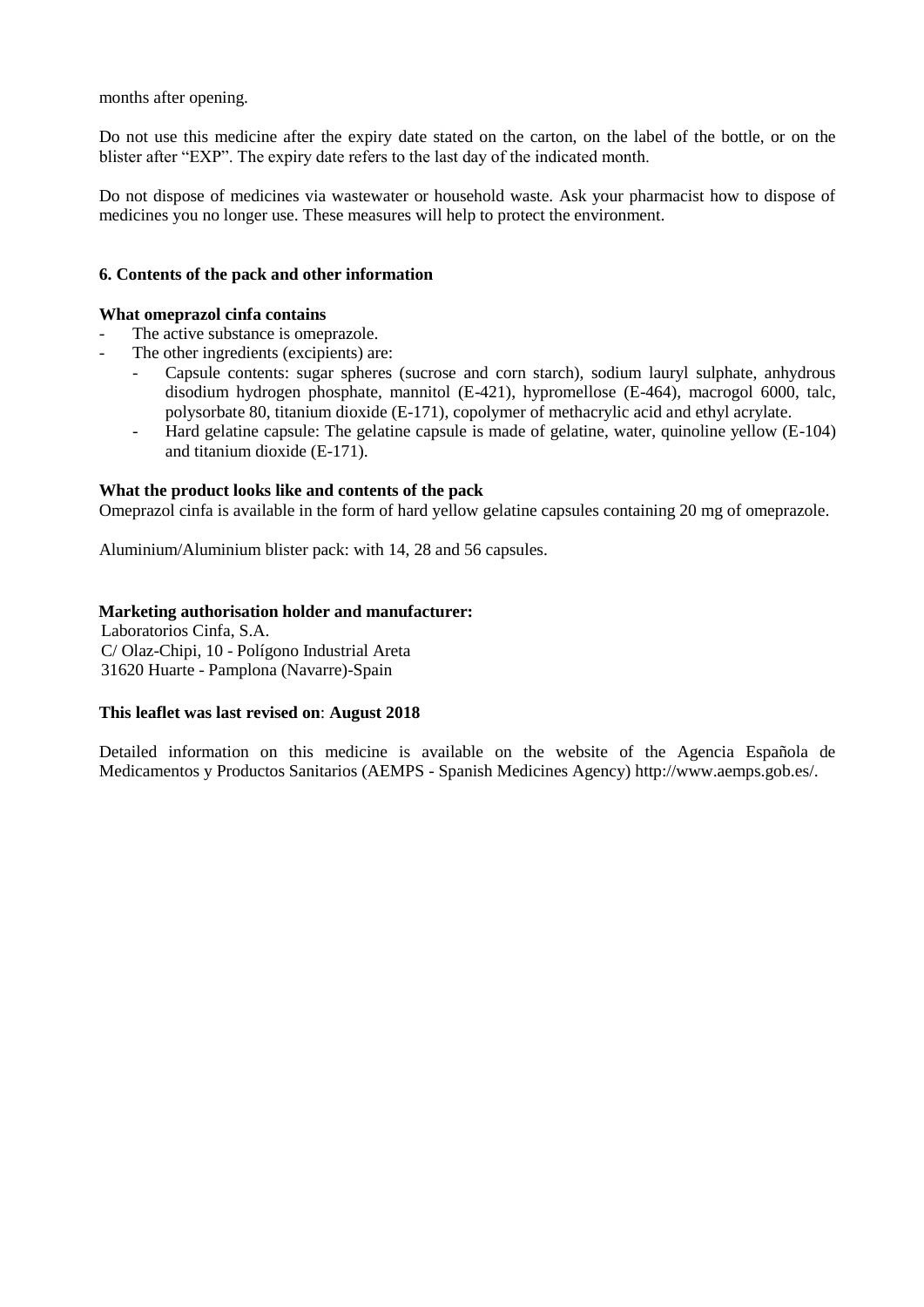months after opening.

Do not use this medicine after the expiry date stated on the carton, on the label of the bottle, or on the blister after "EXP". The expiry date refers to the last day of the indicated month.

Do not dispose of medicines via wastewater or household waste. Ask your pharmacist how to dispose of medicines you no longer use. These measures will help to protect the environment.

## 6. Contents of the pack and other information

**What omeprazol cinfa contains**

- The active substance is omeprazole.
- The other ingredients (excipients) are:
    - Capsule contents: sugar spheres (sucrose and corn starch), sodium lauryl sulphate, anhydrous disodium hydrogen phosphate, mannitol (E-421), hypromellose (E-464), macrogol 6000, talc, polysorbate 80, titanium dioxide (E-171), copolymer of methacrylic acid and ethyl acrylate.
    - Hard gelatine capsule: The gelatine capsule is made of gelatine, water, quinoline yellow (E-104) and titanium dioxide (E-171).

**What the product looks like and contents of the pack**

Omeprazol cinfa is available in the form of hard yellow gelatine capsules containing 20 mg of omeprazole.

Aluminium/Aluminium blister pack: with 14, 28 and 56 capsules.

**Marketing authorisation holder and manufacturer:**

Laboratorios Cinfa, S.A.
C/ Olaz-Chipi, 10 - Polígono Industrial Areta
31620 Huarte - Pamplona (Navarre)-Spain

**This leaflet was last revised on**: **August 2018**

Detailed information on this medicine is available on the website of the Agencia Española de Medicamentos y Productos Sanitarios (AEMPS - Spanish Medicines Agency) http://www.aemps.gob.es/.